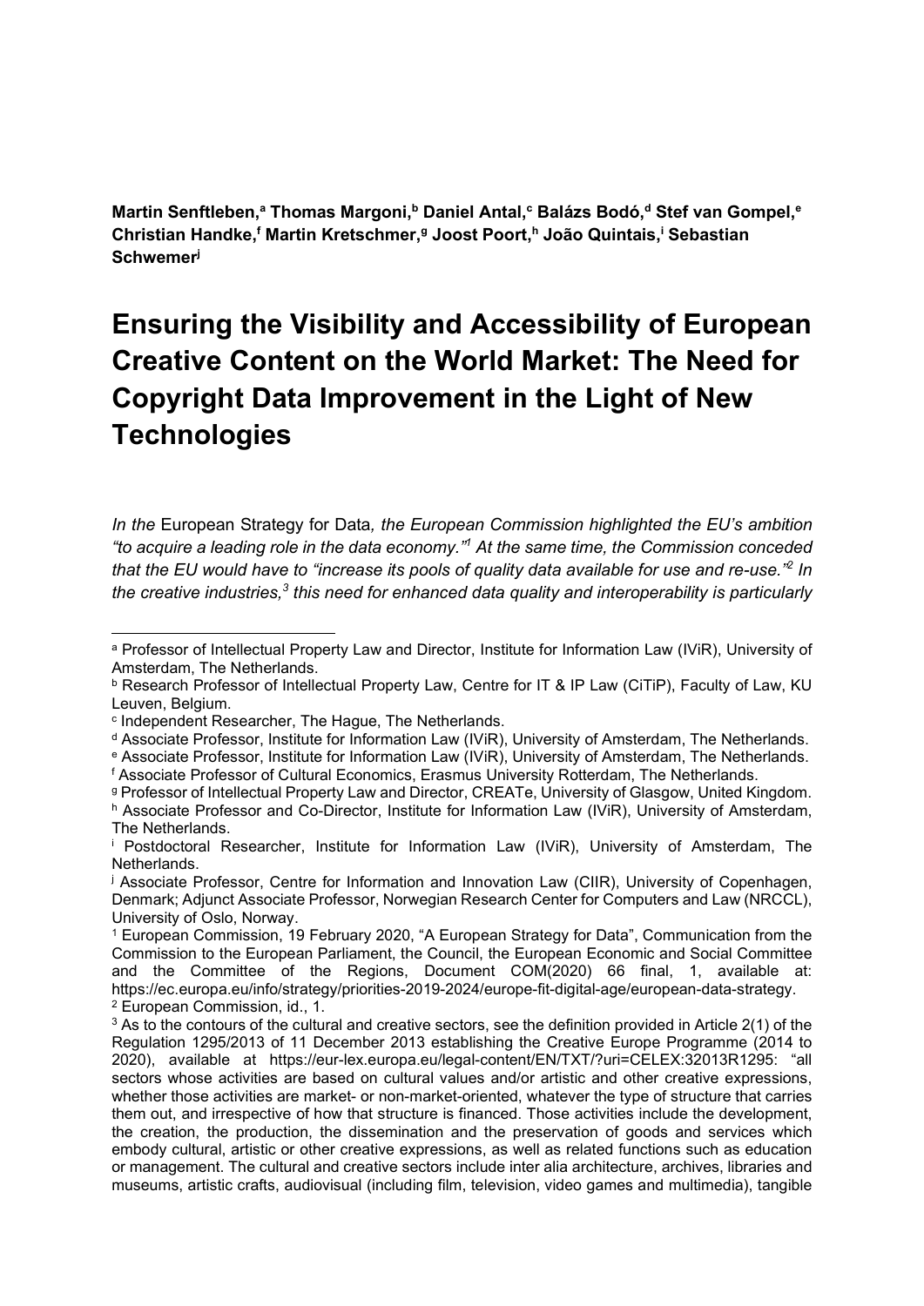**Martin Senftleben,[a] Thomas Margoni,[b] Daniel Antal,[c] Balázs Bodó,[d] Stef van Gompel,[e] Christian Handke,[f] Martin Kretschmer,[g] Joost Poort,[h] João Quintais,[i] Sebastian Schwemer[j]**

# Ensuring the Visibility and Accessibility of European Creative Content on the World Market: The Need for Copyright Data Improvement in the Light of New Technologies

*In the* European Strategy for Data*, the European Commission highlighted the EU's ambition "to acquire a leading role in the data economy."[1] At the same time, the Commission conceded that the EU would have to "increase its pools of quality data available for use and re-use."[2] In the creative industries,[3] this need for enhanced data quality and interoperability is particularly*

---

[a] Professor of Intellectual Property Law and Director, Institute for Information Law (IViR), University of Amsterdam, The Netherlands.

[b] Research Professor of Intellectual Property Law, Centre for IT & IP Law (CiTiP), Faculty of Law, KU Leuven, Belgium.

[c] Independent Researcher, The Hague, The Netherlands.

[d] Associate Professor, Institute for Information Law (IViR), University of Amsterdam, The Netherlands.

[e] Associate Professor, Institute for Information Law (IViR), University of Amsterdam, The Netherlands.

[f] Associate Professor of Cultural Economics, Erasmus University Rotterdam, The Netherlands.

[g] Professor of Intellectual Property Law and Director, CREATe, University of Glasgow, United Kingdom.

[h] Associate Professor and Co-Director, Institute for Information Law (IViR), University of Amsterdam, The Netherlands.

[i] Postdoctoral Researcher, Institute for Information Law (IViR), University of Amsterdam, The Netherlands.

[j] Associate Professor, Centre for Information and Innovation Law (CIIR), University of Copenhagen, Denmark; Adjunct Associate Professor, Norwegian Research Center for Computers and Law (NRCCL), University of Oslo, Norway.

[1] European Commission, 19 February 2020, "A European Strategy for Data", Communication from the Commission to the European Parliament, the Council, the European Economic and Social Committee and the Committee of the Regions, Document COM(2020) 66 final, 1, available at: https://ec.europa.eu/info/strategy/priorities-2019-2024/europe-fit-digital-age/european-data-strategy.

[2] European Commission, id., 1.

[3] As to the contours of the cultural and creative sectors, see the definition provided in Article 2(1) of the Regulation 1295/2013 of 11 December 2013 establishing the Creative Europe Programme (2014 to 2020), available at https://eur-lex.europa.eu/legal-content/EN/TXT/?uri=CELEX:32013R1295: "all sectors whose activities are based on cultural values and/or artistic and other creative expressions, whether those activities are market- or non-market-oriented, whatever the type of structure that carries them out, and irrespective of how that structure is financed. Those activities include the development, the creation, the production, the dissemination and the preservation of goods and services which embody cultural, artistic or other creative expressions, as well as related functions such as education or management. The cultural and creative sectors include inter alia architecture, archives, libraries and museums, artistic crafts, audiovisual (including film, television, video games and multimedia), tangible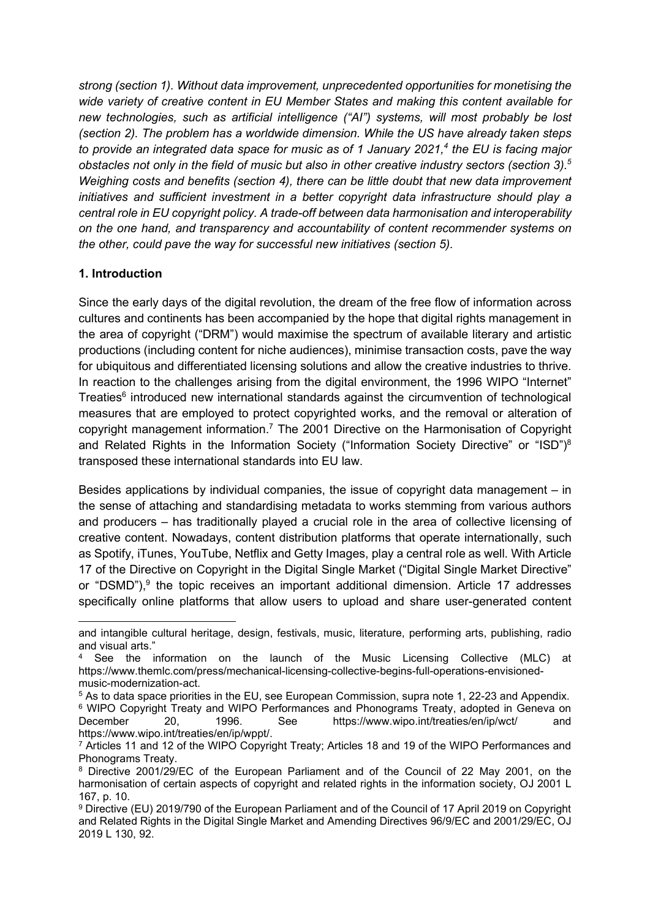*strong (section 1). Without data improvement, unprecedented opportunities for monetising the wide variety of creative content in EU Member States and making this content available for new technologies, such as artificial intelligence ("AI") systems, will most probably be lost (section 2). The problem has a worldwide dimension. While the US have already taken steps to provide an integrated data space for music as of 1 January 2021,[4] the EU is facing major obstacles not only in the field of music but also in other creative industry sectors (section 3).[5] Weighing costs and benefits (section 4), there can be little doubt that new data improvement initiatives and sufficient investment in a better copyright data infrastructure should play a central role in EU copyright policy. A trade-off between data harmonisation and interoperability on the one hand, and transparency and accountability of content recommender systems on the other, could pave the way for successful new initiatives (section 5).*

## 1. Introduction

Since the early days of the digital revolution, the dream of the free flow of information across cultures and continents has been accompanied by the hope that digital rights management in the area of copyright ("DRM") would maximise the spectrum of available literary and artistic productions (including content for niche audiences), minimise transaction costs, pave the way for ubiquitous and differentiated licensing solutions and allow the creative industries to thrive. In reaction to the challenges arising from the digital environment, the 1996 WIPO "Internet" Treaties[6] introduced new international standards against the circumvention of technological measures that are employed to protect copyrighted works, and the removal or alteration of copyright management information.[7] The 2001 Directive on the Harmonisation of Copyright and Related Rights in the Information Society ("Information Society Directive" or "ISD")[8] transposed these international standards into EU law.

Besides applications by individual companies, the issue of copyright data management – in the sense of attaching and standardising metadata to works stemming from various authors and producers – has traditionally played a crucial role in the area of collective licensing of creative content. Nowadays, content distribution platforms that operate internationally, such as Spotify, iTunes, YouTube, Netflix and Getty Images, play a central role as well. With Article 17 of the Directive on Copyright in the Digital Single Market ("Digital Single Market Directive" or "DSMD"),[9] the topic receives an important additional dimension. Article 17 addresses specifically online platforms that allow users to upload and share user-generated content

---

and intangible cultural heritage, design, festivals, music, literature, performing arts, publishing, radio and visual arts."

[4] See the information on the launch of the Music Licensing Collective (MLC) at https://www.themlc.com/press/mechanical-licensing-collective-begins-full-operations-envisioned-music-modernization-act.

[5] As to data space priorities in the EU, see European Commission, supra note 1, 22-23 and Appendix.

[6] WIPO Copyright Treaty and WIPO Performances and Phonograms Treaty, adopted in Geneva on December 20, 1996. See https://www.wipo.int/treaties/en/ip/wct/ and https://www.wipo.int/treaties/en/ip/wppt/.

[7] Articles 11 and 12 of the WIPO Copyright Treaty; Articles 18 and 19 of the WIPO Performances and Phonograms Treaty.

[8] Directive 2001/29/EC of the European Parliament and of the Council of 22 May 2001, on the harmonisation of certain aspects of copyright and related rights in the information society, OJ 2001 L 167, p. 10.

[9] Directive (EU) 2019/790 of the European Parliament and of the Council of 17 April 2019 on Copyright and Related Rights in the Digital Single Market and Amending Directives 96/9/EC and 2001/29/EC, OJ 2019 L 130, 92.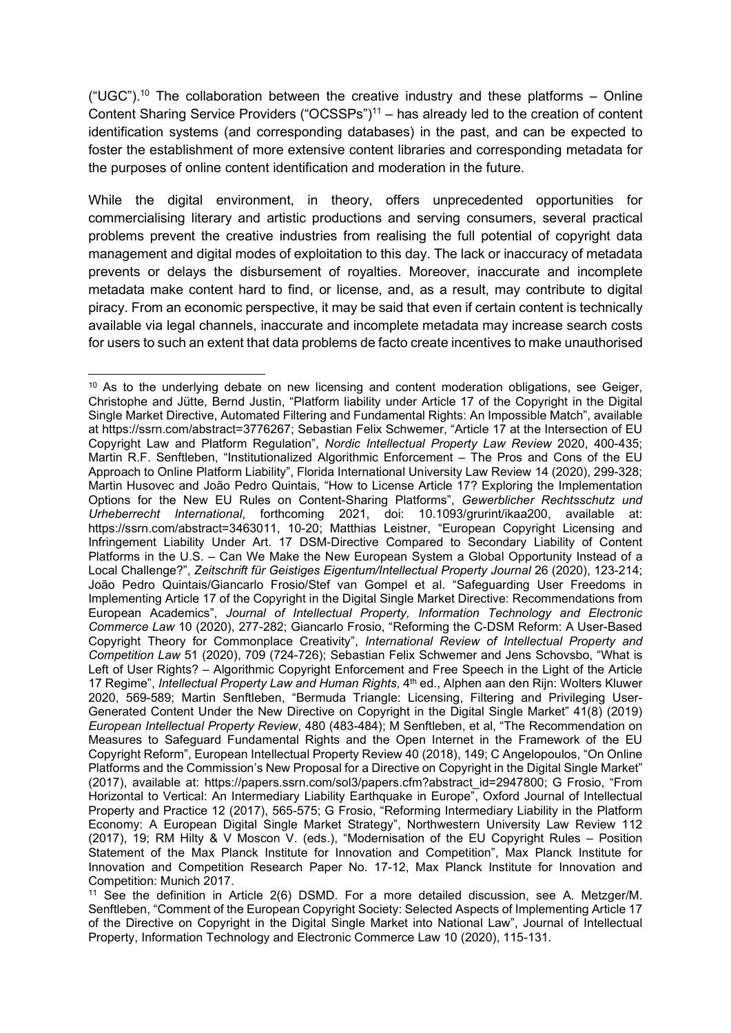("UGC").[10] The collaboration between the creative industry and these platforms – Online Content Sharing Service Providers ("OCSSPs")[11] – has already led to the creation of content identification systems (and corresponding databases) in the past, and can be expected to foster the establishment of more extensive content libraries and corresponding metadata for the purposes of online content identification and moderation in the future.

While the digital environment, in theory, offers unprecedented opportunities for commercialising literary and artistic productions and serving consumers, several practical problems prevent the creative industries from realising the full potential of copyright data management and digital modes of exploitation to this day. The lack or inaccuracy of metadata prevents or delays the disbursement of royalties. Moreover, inaccurate and incomplete metadata make content hard to find, or license, and, as a result, may contribute to digital piracy. From an economic perspective, it may be said that even if certain content is technically available via legal channels, inaccurate and incomplete metadata may increase search costs for users to such an extent that data problems de facto create incentives to make unauthorised

---

[10] As to the underlying debate on new licensing and content moderation obligations, see Geiger, Christophe and Jütte, Bernd Justin, "Platform liability under Article 17 of the Copyright in the Digital Single Market Directive, Automated Filtering and Fundamental Rights: An Impossible Match", available at https://ssrn.com/abstract=3776267; Sebastian Felix Schwemer, "Article 17 at the Intersection of EU Copyright Law and Platform Regulation", *Nordic Intellectual Property Law Review* 2020, 400-435; Martin R.F. Senftleben, "Institutionalized Algorithmic Enforcement – The Pros and Cons of the EU Approach to Online Platform Liability", Florida International University Law Review 14 (2020), 299-328; Martin Husovec and João Pedro Quintais, "How to License Article 17? Exploring the Implementation Options for the New EU Rules on Content-Sharing Platforms", *Gewerblicher Rechtsschutz und Urheberrecht International*, forthcoming 2021, doi: 10.1093/grurint/ikaa200, available at: https://ssrn.com/abstract=3463011, 10-20; Matthias Leistner, "European Copyright Licensing and Infringement Liability Under Art. 17 DSM-Directive Compared to Secondary Liability of Content Platforms in the U.S. – Can We Make the New European System a Global Opportunity Instead of a Local Challenge?", *Zeitschrift für Geistiges Eigentum/Intellectual Property Journal* 26 (2020), 123-214; João Pedro Quintais/Giancarlo Frosio/Stef van Gompel et al. "Safeguarding User Freedoms in Implementing Article 17 of the Copyright in the Digital Single Market Directive: Recommendations from European Academics", *Journal of Intellectual Property, Information Technology and Electronic Commerce Law* 10 (2020), 277-282; Giancarlo Frosio, "Reforming the C-DSM Reform: A User-Based Copyright Theory for Commonplace Creativity", *International Review of Intellectual Property and Competition Law* 51 (2020), 709 (724-726); Sebastian Felix Schwemer and Jens Schovsbo, "What is Left of User Rights? – Algorithmic Copyright Enforcement and Free Speech in the Light of the Article 17 Regime", *Intellectual Property Law and Human Rights,* 4th ed., Alphen aan den Rijn: Wolters Kluwer 2020, 569-589; Martin Senftleben, "Bermuda Triangle: Licensing, Filtering and Privileging User-Generated Content Under the New Directive on Copyright in the Digital Single Market" 41(8) (2019) *European Intellectual Property Review*, 480 (483-484); M Senftleben, et al, "The Recommendation on Measures to Safeguard Fundamental Rights and the Open Internet in the Framework of the EU Copyright Reform", European Intellectual Property Review 40 (2018), 149; C Angelopoulos, "On Online Platforms and the Commission's New Proposal for a Directive on Copyright in the Digital Single Market" (2017), available at: https://papers.ssrn.com/sol3/papers.cfm?abstract_id=2947800; G Frosio, "From Horizontal to Vertical: An Intermediary Liability Earthquake in Europe", Oxford Journal of Intellectual Property and Practice 12 (2017), 565-575; G Frosio, "Reforming Intermediary Liability in the Platform Economy: A European Digital Single Market Strategy", Northwestern University Law Review 112 (2017), 19; RM Hilty & V Moscon V. (eds.), "Modernisation of the EU Copyright Rules – Position Statement of the Max Planck Institute for Innovation and Competition", Max Planck Institute for Innovation and Competition Research Paper No. 17-12, Max Planck Institute for Innovation and Competition: Munich 2017.

[11] See the definition in Article 2(6) DSMD. For a more detailed discussion, see A. Metzger/M. Senftleben, "Comment of the European Copyright Society: Selected Aspects of Implementing Article 17 of the Directive on Copyright in the Digital Single Market into National Law", Journal of Intellectual Property, Information Technology and Electronic Commerce Law 10 (2020), 115-131.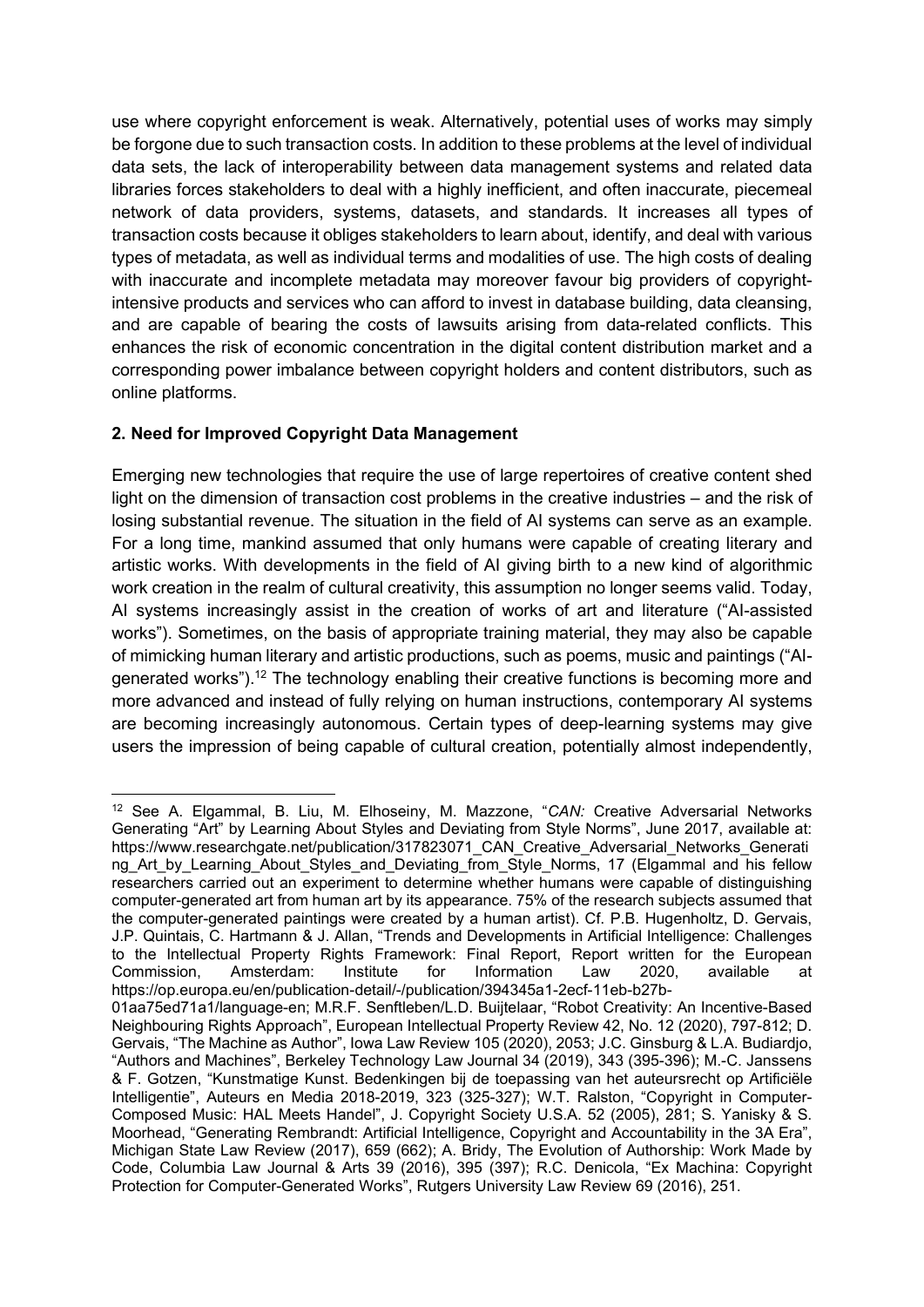use where copyright enforcement is weak. Alternatively, potential uses of works may simply be forgone due to such transaction costs. In addition to these problems at the level of individual data sets, the lack of interoperability between data management systems and related data libraries forces stakeholders to deal with a highly inefficient, and often inaccurate, piecemeal network of data providers, systems, datasets, and standards. It increases all types of transaction costs because it obliges stakeholders to learn about, identify, and deal with various types of metadata, as well as individual terms and modalities of use. The high costs of dealing with inaccurate and incomplete metadata may moreover favour big providers of copyright-intensive products and services who can afford to invest in database building, data cleansing, and are capable of bearing the costs of lawsuits arising from data-related conflicts. This enhances the risk of economic concentration in the digital content distribution market and a corresponding power imbalance between copyright holders and content distributors, such as online platforms.

## 2. Need for Improved Copyright Data Management

Emerging new technologies that require the use of large repertoires of creative content shed light on the dimension of transaction cost problems in the creative industries – and the risk of losing substantial revenue. The situation in the field of AI systems can serve as an example. For a long time, mankind assumed that only humans were capable of creating literary and artistic works. With developments in the field of AI giving birth to a new kind of algorithmic work creation in the realm of cultural creativity, this assumption no longer seems valid. Today, AI systems increasingly assist in the creation of works of art and literature ("AI-assisted works"). Sometimes, on the basis of appropriate training material, they may also be capable of mimicking human literary and artistic productions, such as poems, music and paintings ("AI-generated works").[12] The technology enabling their creative functions is becoming more and more advanced and instead of fully relying on human instructions, contemporary AI systems are becoming increasingly autonomous. Certain types of deep-learning systems may give users the impression of being capable of cultural creation, potentially almost independently,

---

[12] See A. Elgammal, B. Liu, M. Elhoseiny, M. Mazzone, "*CAN:* Creative Adversarial Networks Generating "Art" by Learning About Styles and Deviating from Style Norms", June 2017, available at: https://www.researchgate.net/publication/317823071_CAN_Creative_Adversarial_Networks_Generating_Art_by_Learning_About_Styles_and_Deviating_from_Style_Norms, 17 (Elgammal and his fellow researchers carried out an experiment to determine whether humans were capable of distinguishing computer-generated art from human art by its appearance. 75% of the research subjects assumed that the computer-generated paintings were created by a human artist). Cf. P.B. Hugenholtz, D. Gervais, J.P. Quintais, C. Hartmann & J. Allan, "Trends and Developments in Artificial Intelligence: Challenges to the Intellectual Property Rights Framework: Final Report, Report written for the European Commission, Amsterdam: Institute for Information Law 2020, available at https://op.europa.eu/en/publication-detail/-/publication/394345a1-2ecf-11eb-b27b-01aa75ed71a1/language-en; M.R.F. Senftleben/L.D. Buijtelaar, "Robot Creativity: An Incentive-Based Neighbouring Rights Approach", European Intellectual Property Review 42, No. 12 (2020), 797-812; D. Gervais, "The Machine as Author", Iowa Law Review 105 (2020), 2053; J.C. Ginsburg & L.A. Budiardjo, "Authors and Machines", Berkeley Technology Law Journal 34 (2019), 343 (395-396); M.-C. Janssens & F. Gotzen, "Kunstmatige Kunst. Bedenkingen bij de toepassing van het auteursrecht op Artificiële Intelligentie", Auteurs en Media 2018-2019, 323 (325-327); W.T. Ralston, "Copyright in Computer-Composed Music: HAL Meets Handel", J. Copyright Society U.S.A. 52 (2005), 281; S. Yanisky & S. Moorhead, "Generating Rembrandt: Artificial Intelligence, Copyright and Accountability in the 3A Era", Michigan State Law Review (2017), 659 (662); A. Bridy, The Evolution of Authorship: Work Made by Code, Columbia Law Journal & Arts 39 (2016), 395 (397); R.C. Denicola, "Ex Machina: Copyright Protection for Computer-Generated Works", Rutgers University Law Review 69 (2016), 251.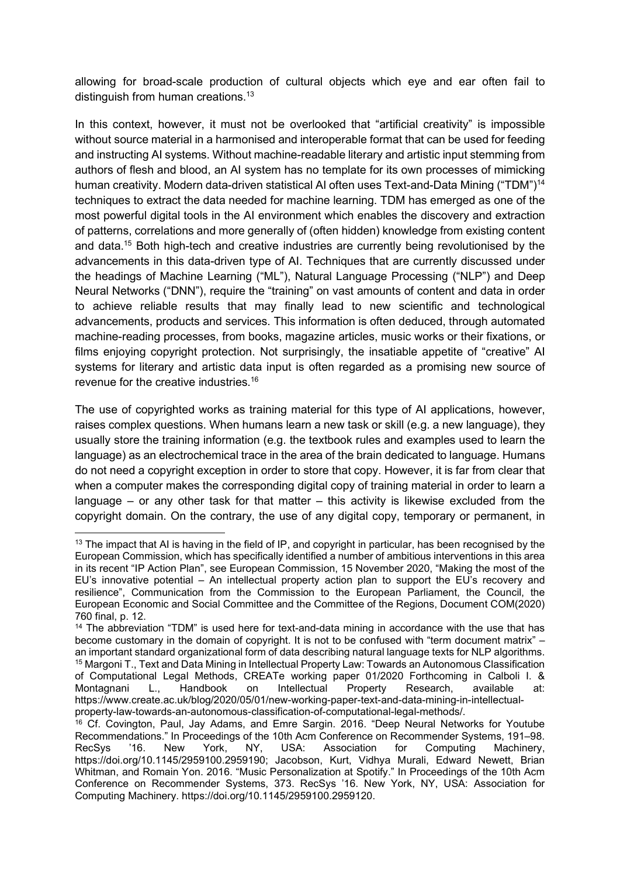allowing for broad-scale production of cultural objects which eye and ear often fail to distinguish from human creations.[13]

In this context, however, it must not be overlooked that "artificial creativity" is impossible without source material in a harmonised and interoperable format that can be used for feeding and instructing AI systems. Without machine-readable literary and artistic input stemming from authors of flesh and blood, an AI system has no template for its own processes of mimicking human creativity. Modern data-driven statistical AI often uses Text-and-Data Mining ("TDM")[14] techniques to extract the data needed for machine learning. TDM has emerged as one of the most powerful digital tools in the AI environment which enables the discovery and extraction of patterns, correlations and more generally of (often hidden) knowledge from existing content and data.[15] Both high-tech and creative industries are currently being revolutionised by the advancements in this data-driven type of AI. Techniques that are currently discussed under the headings of Machine Learning ("ML"), Natural Language Processing ("NLP") and Deep Neural Networks ("DNN"), require the "training" on vast amounts of content and data in order to achieve reliable results that may finally lead to new scientific and technological advancements, products and services. This information is often deduced, through automated machine-reading processes, from books, magazine articles, music works or their fixations, or films enjoying copyright protection. Not surprisingly, the insatiable appetite of "creative" AI systems for literary and artistic data input is often regarded as a promising new source of revenue for the creative industries.[16]

The use of copyrighted works as training material for this type of AI applications, however, raises complex questions. When humans learn a new task or skill (e.g. a new language), they usually store the training information (e.g. the textbook rules and examples used to learn the language) as an electrochemical trace in the area of the brain dedicated to language. Humans do not need a copyright exception in order to store that copy. However, it is far from clear that when a computer makes the corresponding digital copy of training material in order to learn a language – or any other task for that matter – this activity is likewise excluded from the copyright domain. On the contrary, the use of any digital copy, temporary or permanent, in

---

[13] The impact that AI is having in the field of IP, and copyright in particular, has been recognised by the European Commission, which has specifically identified a number of ambitious interventions in this area in its recent "IP Action Plan", see European Commission, 15 November 2020, "Making the most of the EU's innovative potential – An intellectual property action plan to support the EU's recovery and resilience", Communication from the Commission to the European Parliament, the Council, the European Economic and Social Committee and the Committee of the Regions, Document COM(2020) 760 final, p. 12.

[14] The abbreviation "TDM" is used here for text-and-data mining in accordance with the use that has become customary in the domain of copyright. It is not to be confused with "term document matrix" – an important standard organizational form of data describing natural language texts for NLP algorithms.

[15] Margoni T., Text and Data Mining in Intellectual Property Law: Towards an Autonomous Classification of Computational Legal Methods, CREATe working paper 01/2020 Forthcoming in Calboli I. & Montagnani L., Handbook on Intellectual Property Research, available at: https://www.create.ac.uk/blog/2020/05/01/new-working-paper-text-and-data-mining-in-intellectual-property-law-towards-an-autonomous-classification-of-computational-legal-methods/.

[16] Cf. Covington, Paul, Jay Adams, and Emre Sargin. 2016. "Deep Neural Networks for Youtube Recommendations." In Proceedings of the 10th Acm Conference on Recommender Systems, 191–98. RecSys '16. New York, NY, USA: Association for Computing Machinery, https://doi.org/10.1145/2959100.2959190; Jacobson, Kurt, Vidhya Murali, Edward Newett, Brian Whitman, and Romain Yon. 2016. "Music Personalization at Spotify." In Proceedings of the 10th Acm Conference on Recommender Systems, 373. RecSys '16. New York, NY, USA: Association for Computing Machinery. https://doi.org/10.1145/2959100.2959120.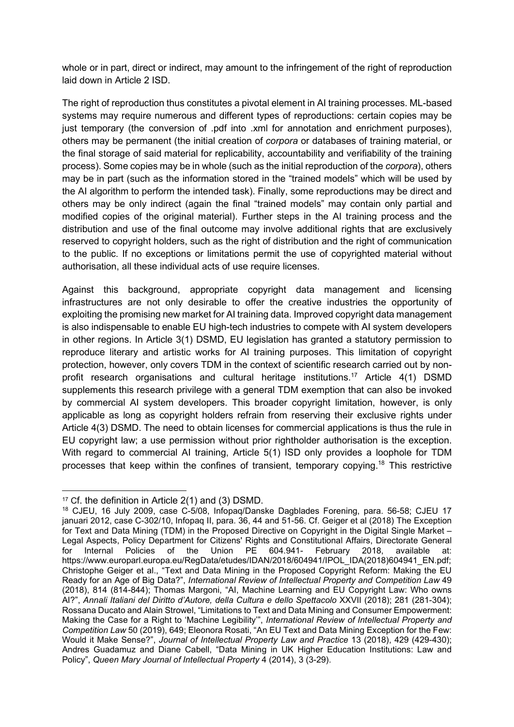whole or in part, direct or indirect, may amount to the infringement of the right of reproduction laid down in Article 2 ISD.

The right of reproduction thus constitutes a pivotal element in AI training processes. ML-based systems may require numerous and different types of reproductions: certain copies may be just temporary (the conversion of .pdf into .xml for annotation and enrichment purposes), others may be permanent (the initial creation of *corpora* or databases of training material, or the final storage of said material for replicability, accountability and verifiability of the training process). Some copies may be in whole (such as the initial reproduction of the *corpora*), others may be in part (such as the information stored in the "trained models" which will be used by the AI algorithm to perform the intended task). Finally, some reproductions may be direct and others may be only indirect (again the final "trained models" may contain only partial and modified copies of the original material). Further steps in the AI training process and the distribution and use of the final outcome may involve additional rights that are exclusively reserved to copyright holders, such as the right of distribution and the right of communication to the public. If no exceptions or limitations permit the use of copyrighted material without authorisation, all these individual acts of use require licenses.

Against this background, appropriate copyright data management and licensing infrastructures are not only desirable to offer the creative industries the opportunity of exploiting the promising new market for AI training data. Improved copyright data management is also indispensable to enable EU high-tech industries to compete with AI system developers in other regions. In Article 3(1) DSMD, EU legislation has granted a statutory permission to reproduce literary and artistic works for AI training purposes. This limitation of copyright protection, however, only covers TDM in the context of scientific research carried out by non-profit research organisations and cultural heritage institutions.[17] Article 4(1) DSMD supplements this research privilege with a general TDM exemption that can also be invoked by commercial AI system developers. This broader copyright limitation, however, is only applicable as long as copyright holders refrain from reserving their exclusive rights under Article 4(3) DSMD. The need to obtain licenses for commercial applications is thus the rule in EU copyright law; a use permission without prior rightholder authorisation is the exception. With regard to commercial AI training, Article 5(1) ISD only provides a loophole for TDM processes that keep within the confines of transient, temporary copying.[18] This restrictive

---

[17] Cf. the definition in Article 2(1) and (3) DSMD.

[18] CJEU, 16 July 2009, case C-5/08, Infopaq/Danske Dagblades Forening, para. 56-58; CJEU 17 januari 2012, case C-302/10, Infopaq II, para. 36, 44 and 51-56. Cf. Geiger et al (2018) The Exception for Text and Data Mining (TDM) in the Proposed Directive on Copyright in the Digital Single Market – Legal Aspects, Policy Department for Citizens' Rights and Constitutional Affairs, Directorate General for Internal Policies of the Union PE 604.941- February 2018, available at: https://www.europarl.europa.eu/RegData/etudes/IDAN/2018/604941/IPOL_IDA(2018)604941_EN.pdf; Christophe Geiger et al., "Text and Data Mining in the Proposed Copyright Reform: Making the EU Ready for an Age of Big Data?", *International Review of Intellectual Property and Competition Law* 49 (2018), 814 (814-844); Thomas Margoni, "AI, Machine Learning and EU Copyright Law: Who owns AI?", *Annali Italiani del Diritto d'Autore, della Cultura e dello Spettacolo* XXVII (2018); 281 (281-304); Rossana Ducato and Alain Strowel, "Limitations to Text and Data Mining and Consumer Empowerment: Making the Case for a Right to 'Machine Legibility'", *International Review of Intellectual Property and Competition Law* 50 (2019), 649; Eleonora Rosati, "An EU Text and Data Mining Exception for the Few: Would it Make Sense?", *Journal of Intellectual Property Law and Practice* 13 (2018), 429 (429-430); Andres Guadamuz and Diane Cabell, "Data Mining in UK Higher Education Institutions: Law and Policy", *Queen Mary Journal of Intellectual Property* 4 (2014), 3 (3-29).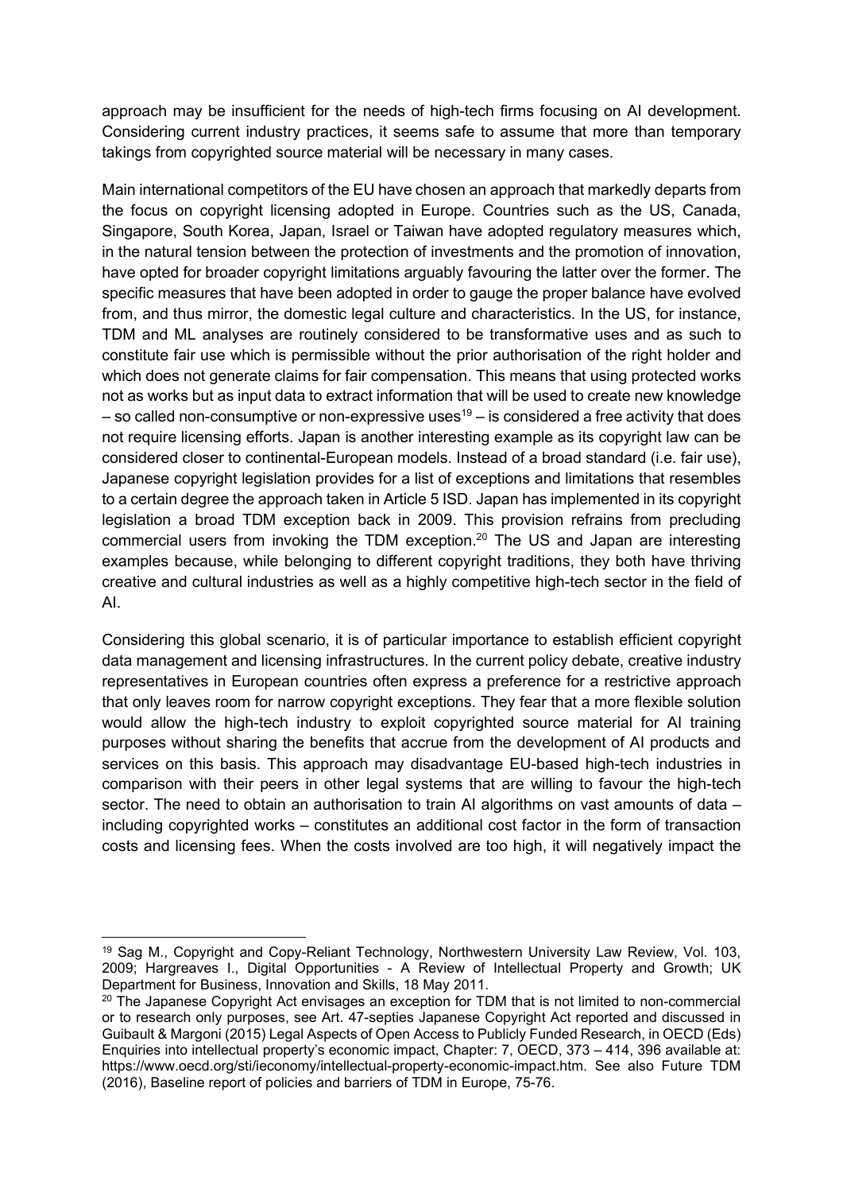approach may be insufficient for the needs of high-tech firms focusing on AI development. Considering current industry practices, it seems safe to assume that more than temporary takings from copyrighted source material will be necessary in many cases.

Main international competitors of the EU have chosen an approach that markedly departs from the focus on copyright licensing adopted in Europe. Countries such as the US, Canada, Singapore, South Korea, Japan, Israel or Taiwan have adopted regulatory measures which, in the natural tension between the protection of investments and the promotion of innovation, have opted for broader copyright limitations arguably favouring the latter over the former. The specific measures that have been adopted in order to gauge the proper balance have evolved from, and thus mirror, the domestic legal culture and characteristics. In the US, for instance, TDM and ML analyses are routinely considered to be transformative uses and as such to constitute fair use which is permissible without the prior authorisation of the right holder and which does not generate claims for fair compensation. This means that using protected works not as works but as input data to extract information that will be used to create new knowledge – so called non-consumptive or non-expressive uses[19] – is considered a free activity that does not require licensing efforts. Japan is another interesting example as its copyright law can be considered closer to continental-European models. Instead of a broad standard (i.e. fair use), Japanese copyright legislation provides for a list of exceptions and limitations that resembles to a certain degree the approach taken in Article 5 ISD. Japan has implemented in its copyright legislation a broad TDM exception back in 2009. This provision refrains from precluding commercial users from invoking the TDM exception.[20] The US and Japan are interesting examples because, while belonging to different copyright traditions, they both have thriving creative and cultural industries as well as a highly competitive high-tech sector in the field of AI.

Considering this global scenario, it is of particular importance to establish efficient copyright data management and licensing infrastructures. In the current policy debate, creative industry representatives in European countries often express a preference for a restrictive approach that only leaves room for narrow copyright exceptions. They fear that a more flexible solution would allow the high-tech industry to exploit copyrighted source material for AI training purposes without sharing the benefits that accrue from the development of AI products and services on this basis. This approach may disadvantage EU-based high-tech industries in comparison with their peers in other legal systems that are willing to favour the high-tech sector. The need to obtain an authorisation to train AI algorithms on vast amounts of data – including copyrighted works – constitutes an additional cost factor in the form of transaction costs and licensing fees. When the costs involved are too high, it will negatively impact the

---

[19] Sag M., Copyright and Copy-Reliant Technology, Northwestern University Law Review, Vol. 103, 2009; Hargreaves I., Digital Opportunities - A Review of Intellectual Property and Growth; UK Department for Business, Innovation and Skills, 18 May 2011.

[20] The Japanese Copyright Act envisages an exception for TDM that is not limited to non-commercial or to research only purposes, see Art. 47-septies Japanese Copyright Act reported and discussed in Guibault & Margoni (2015) Legal Aspects of Open Access to Publicly Funded Research, in OECD (Eds) Enquiries into intellectual property's economic impact, Chapter: 7, OECD, 373 – 414, 396 available at: https://www.oecd.org/sti/ieconomy/intellectual-property-economic-impact.htm. See also Future TDM (2016), Baseline report of policies and barriers of TDM in Europe, 75-76.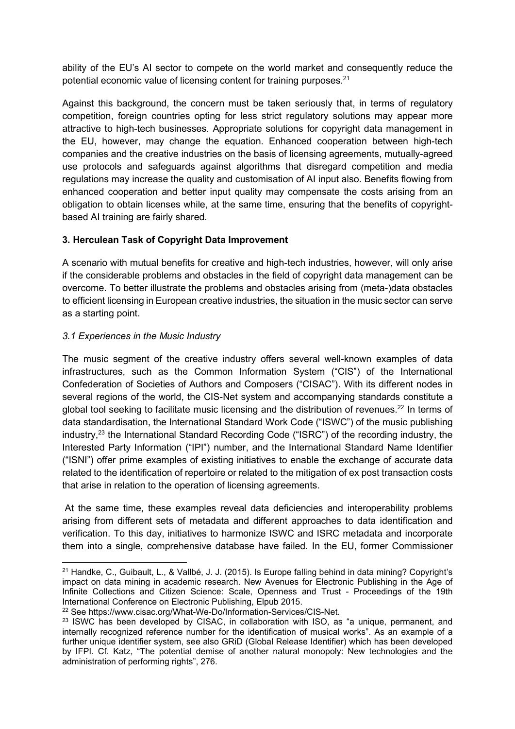ability of the EU's AI sector to compete on the world market and consequently reduce the potential economic value of licensing content for training purposes.[21]

Against this background, the concern must be taken seriously that, in terms of regulatory competition, foreign countries opting for less strict regulatory solutions may appear more attractive to high-tech businesses. Appropriate solutions for copyright data management in the EU, however, may change the equation. Enhanced cooperation between high-tech companies and the creative industries on the basis of licensing agreements, mutually-agreed use protocols and safeguards against algorithms that disregard competition and media regulations may increase the quality and customisation of AI input also. Benefits flowing from enhanced cooperation and better input quality may compensate the costs arising from an obligation to obtain licenses while, at the same time, ensuring that the benefits of copyright-based AI training are fairly shared.

## 3. Herculean Task of Copyright Data Improvement

A scenario with mutual benefits for creative and high-tech industries, however, will only arise if the considerable problems and obstacles in the field of copyright data management can be overcome. To better illustrate the problems and obstacles arising from (meta-)data obstacles to efficient licensing in European creative industries, the situation in the music sector can serve as a starting point.

### *3.1 Experiences in the Music Industry*

The music segment of the creative industry offers several well-known examples of data infrastructures, such as the Common Information System ("CIS") of the International Confederation of Societies of Authors and Composers ("CISAC"). With its different nodes in several regions of the world, the CIS-Net system and accompanying standards constitute a global tool seeking to facilitate music licensing and the distribution of revenues.[22] In terms of data standardisation, the International Standard Work Code ("ISWC") of the music publishing industry,[23] the International Standard Recording Code ("ISRC") of the recording industry, the Interested Party Information ("IPI") number, and the International Standard Name Identifier ("ISNI") offer prime examples of existing initiatives to enable the exchange of accurate data related to the identification of repertoire or related to the mitigation of ex post transaction costs that arise in relation to the operation of licensing agreements.

At the same time, these examples reveal data deficiencies and interoperability problems arising from different sets of metadata and different approaches to data identification and verification. To this day, initiatives to harmonize ISWC and ISRC metadata and incorporate them into a single, comprehensive database have failed. In the EU, former Commissioner

---

[21] Handke, C., Guibault, L., & Vallbé, J. J. (2015). Is Europe falling behind in data mining? Copyright's impact on data mining in academic research. New Avenues for Electronic Publishing in the Age of Infinite Collections and Citizen Science: Scale, Openness and Trust - Proceedings of the 19th International Conference on Electronic Publishing, Elpub 2015.

[22] See https://www.cisac.org/What-We-Do/Information-Services/CIS-Net.

[23] ISWC has been developed by CISAC, in collaboration with ISO, as "a unique, permanent, and internally recognized reference number for the identification of musical works". As an example of a further unique identifier system, see also GRiD (Global Release Identifier) which has been developed by IFPI. Cf. Katz, "The potential demise of another natural monopoly: New technologies and the administration of performing rights", 276.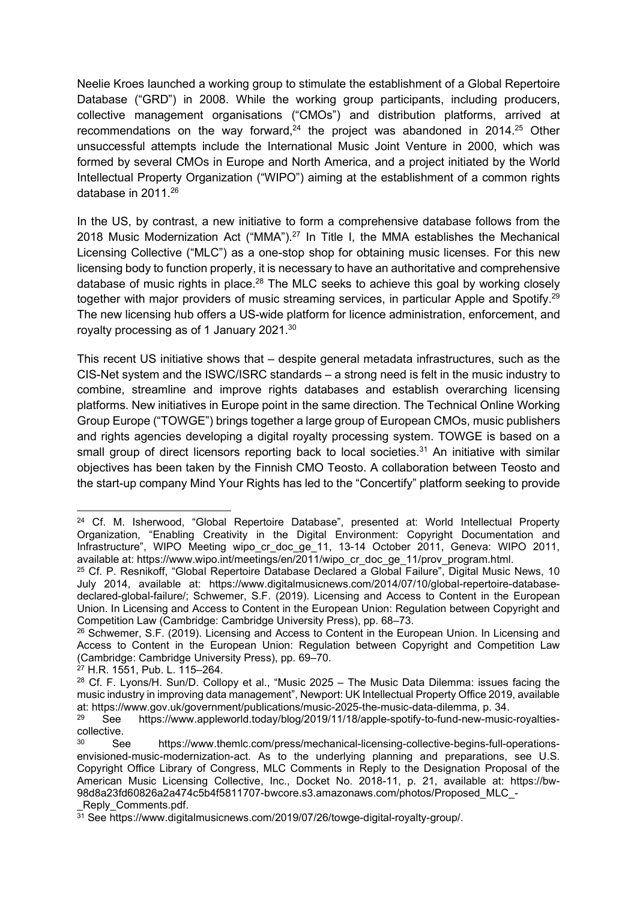Neelie Kroes launched a working group to stimulate the establishment of a Global Repertoire Database ("GRD") in 2008. While the working group participants, including producers, collective management organisations ("CMOs") and distribution platforms, arrived at recommendations on the way forward,[24] the project was abandoned in 2014.[25] Other unsuccessful attempts include the International Music Joint Venture in 2000, which was formed by several CMOs in Europe and North America, and a project initiated by the World Intellectual Property Organization ("WIPO") aiming at the establishment of a common rights database in 2011.[26]

In the US, by contrast, a new initiative to form a comprehensive database follows from the 2018 Music Modernization Act ("MMA").[27] In Title I, the MMA establishes the Mechanical Licensing Collective ("MLC") as a one-stop shop for obtaining music licenses. For this new licensing body to function properly, it is necessary to have an authoritative and comprehensive database of music rights in place.[28] The MLC seeks to achieve this goal by working closely together with major providers of music streaming services, in particular Apple and Spotify.[29] The new licensing hub offers a US-wide platform for licence administration, enforcement, and royalty processing as of 1 January 2021.[30]

This recent US initiative shows that – despite general metadata infrastructures, such as the CIS-Net system and the ISWC/ISRC standards – a strong need is felt in the music industry to combine, streamline and improve rights databases and establish overarching licensing platforms. New initiatives in Europe point in the same direction. The Technical Online Working Group Europe ("TOWGE") brings together a large group of European CMOs, music publishers and rights agencies developing a digital royalty processing system. TOWGE is based on a small group of direct licensors reporting back to local societies.[31] An initiative with similar objectives has been taken by the Finnish CMO Teosto. A collaboration between Teosto and the start-up company Mind Your Rights has led to the "Concertify" platform seeking to provide

---

[24] Cf. M. Isherwood, "Global Repertoire Database", presented at: World Intellectual Property Organization, "Enabling Creativity in the Digital Environment: Copyright Documentation and Infrastructure", WIPO Meeting wipo_cr_doc_ge_11, 13-14 October 2011, Geneva: WIPO 2011, available at: https://www.wipo.int/meetings/en/2011/wipo_cr_doc_ge_11/prov_program.html.

[25] Cf. P. Resnikoff, "Global Repertoire Database Declared a Global Failure", Digital Music News, 10 July 2014, available at: https://www.digitalmusicnews.com/2014/07/10/global-repertoire-database-declared-global-failure/; Schwemer, S.F. (2019). Licensing and Access to Content in the European Union. In Licensing and Access to Content in the European Union: Regulation between Copyright and Competition Law (Cambridge: Cambridge University Press), pp. 68–73.

[26] Schwemer, S.F. (2019). Licensing and Access to Content in the European Union. In Licensing and Access to Content in the European Union: Regulation between Copyright and Competition Law (Cambridge: Cambridge University Press), pp. 69–70.

[27] H.R. 1551, Pub. L. 115–264.

[28] Cf. F. Lyons/H. Sun/D. Collopy et al., "Music 2025 – The Music Data Dilemma: issues facing the music industry in improving data management", Newport: UK Intellectual Property Office 2019, available at: https://www.gov.uk/government/publications/music-2025-the-music-data-dilemma, p. 34.

[29] See https://www.appleworld.today/blog/2019/11/18/apple-spotify-to-fund-new-music-royalties-collective.

[30] See https://www.themlc.com/press/mechanical-licensing-collective-begins-full-operations-envisioned-music-modernization-act. As to the underlying planning and preparations, see U.S. Copyright Office Library of Congress, MLC Comments in Reply to the Designation Proposal of the American Music Licensing Collective, Inc., Docket No. 2018-11, p. 21, available at: https://bw-98d8a23fd60826a2a474c5b4f5811707-bwcore.s3.amazonaws.com/photos/Proposed_MLC_-_Reply_Comments.pdf.

[31] See https://www.digitalmusicnews.com/2019/07/26/towge-digital-royalty-group/.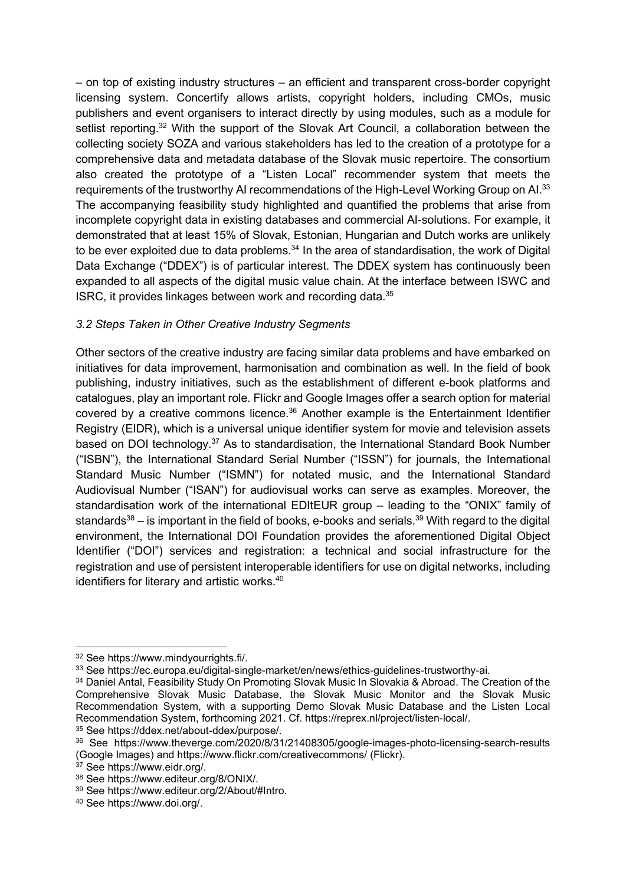– on top of existing industry structures – an efficient and transparent cross-border copyright licensing system. Concertify allows artists, copyright holders, including CMOs, music publishers and event organisers to interact directly by using modules, such as a module for setlist reporting.[32] With the support of the Slovak Art Council, a collaboration between the collecting society SOZA and various stakeholders has led to the creation of a prototype for a comprehensive data and metadata database of the Slovak music repertoire. The consortium also created the prototype of a "Listen Local" recommender system that meets the requirements of the trustworthy AI recommendations of the High-Level Working Group on AI.[33] The accompanying feasibility study highlighted and quantified the problems that arise from incomplete copyright data in existing databases and commercial AI-solutions. For example, it demonstrated that at least 15% of Slovak, Estonian, Hungarian and Dutch works are unlikely to be ever exploited due to data problems.[34] In the area of standardisation, the work of Digital Data Exchange ("DDEX") is of particular interest. The DDEX system has continuously been expanded to all aspects of the digital music value chain. At the interface between ISWC and ISRC, it provides linkages between work and recording data.[35]

### *3.2 Steps Taken in Other Creative Industry Segments*

Other sectors of the creative industry are facing similar data problems and have embarked on initiatives for data improvement, harmonisation and combination as well. In the field of book publishing, industry initiatives, such as the establishment of different e-book platforms and catalogues, play an important role. Flickr and Google Images offer a search option for material covered by a creative commons licence.[36] Another example is the Entertainment Identifier Registry (EIDR), which is a universal unique identifier system for movie and television assets based on DOI technology.[37] As to standardisation, the International Standard Book Number ("ISBN"), the International Standard Serial Number ("ISSN") for journals, the International Standard Music Number ("ISMN") for notated music, and the International Standard Audiovisual Number ("ISAN") for audiovisual works can serve as examples. Moreover, the standardisation work of the international EDItEUR group – leading to the "ONIX" family of standards[38] – is important in the field of books, e-books and serials.[39] With regard to the digital environment, the International DOI Foundation provides the aforementioned Digital Object Identifier ("DOI") services and registration: a technical and social infrastructure for the registration and use of persistent interoperable identifiers for use on digital networks, including identifiers for literary and artistic works.[40]

---

[32] See https://www.mindyourrights.fi/.

[33] See https://ec.europa.eu/digital-single-market/en/news/ethics-guidelines-trustworthy-ai.

[34] Daniel Antal, Feasibility Study On Promoting Slovak Music In Slovakia & Abroad. The Creation of the Comprehensive Slovak Music Database, the Slovak Music Monitor and the Slovak Music Recommendation System, with a supporting Demo Slovak Music Database and the Listen Local Recommendation System, forthcoming 2021. Cf. https://reprex.nl/project/listen-local/.

[35] See https://ddex.net/about-ddex/purpose/.

[36] See https://www.theverge.com/2020/8/31/21408305/google-images-photo-licensing-search-results (Google Images) and https://www.flickr.com/creativecommons/ (Flickr).

[37] See https://www.eidr.org/.

[38] See https://www.editeur.org/8/ONIX/.

[39] See https://www.editeur.org/2/About/#Intro.

[40] See https://www.doi.org/.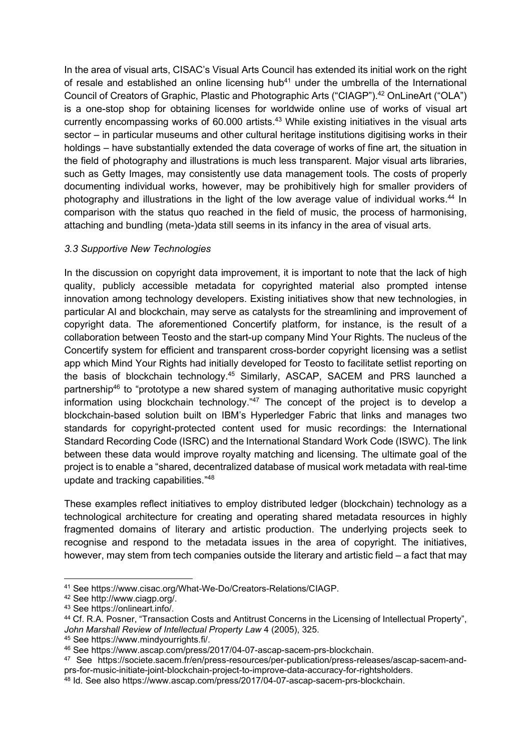In the area of visual arts, CISAC's Visual Arts Council has extended its initial work on the right of resale and established an online licensing hub[41] under the umbrella of the International Council of Creators of Graphic, Plastic and Photographic Arts ("CIAGP").[42] OnLineArt ("OLA") is a one-stop shop for obtaining licenses for worldwide online use of works of visual art currently encompassing works of 60.000 artists.[43] While existing initiatives in the visual arts sector – in particular museums and other cultural heritage institutions digitising works in their holdings – have substantially extended the data coverage of works of fine art, the situation in the field of photography and illustrations is much less transparent. Major visual arts libraries, such as Getty Images, may consistently use data management tools. The costs of properly documenting individual works, however, may be prohibitively high for smaller providers of photography and illustrations in the light of the low average value of individual works.[44] In comparison with the status quo reached in the field of music, the process of harmonising, attaching and bundling (meta-)data still seems in its infancy in the area of visual arts.

### *3.3 Supportive New Technologies*

In the discussion on copyright data improvement, it is important to note that the lack of high quality, publicly accessible metadata for copyrighted material also prompted intense innovation among technology developers. Existing initiatives show that new technologies, in particular AI and blockchain, may serve as catalysts for the streamlining and improvement of copyright data. The aforementioned Concertify platform, for instance, is the result of a collaboration between Teosto and the start-up company Mind Your Rights. The nucleus of the Concertify system for efficient and transparent cross-border copyright licensing was a setlist app which Mind Your Rights had initially developed for Teosto to facilitate setlist reporting on the basis of blockchain technology.[45] Similarly, ASCAP, SACEM and PRS launched a partnership[46] to "prototype a new shared system of managing authoritative music copyright information using blockchain technology."[47] The concept of the project is to develop a blockchain-based solution built on IBM's Hyperledger Fabric that links and manages two standards for copyright-protected content used for music recordings: the International Standard Recording Code (ISRC) and the International Standard Work Code (ISWC). The link between these data would improve royalty matching and licensing. The ultimate goal of the project is to enable a "shared, decentralized database of musical work metadata with real-time update and tracking capabilities."[48]

These examples reflect initiatives to employ distributed ledger (blockchain) technology as a technological architecture for creating and operating shared metadata resources in highly fragmented domains of literary and artistic production. The underlying projects seek to recognise and respond to the metadata issues in the area of copyright. The initiatives, however, may stem from tech companies outside the literary and artistic field – a fact that may

---

[41] See https://www.cisac.org/What-We-Do/Creators-Relations/CIAGP.

[42] See http://www.ciagp.org/.

[43] See https://onlineart.info/.

[44] Cf. R.A. Posner, "Transaction Costs and Antitrust Concerns in the Licensing of Intellectual Property", *John Marshall Review of Intellectual Property Law* 4 (2005), 325.

[45] See https://www.mindyourrights.fi/.

[46] See https://www.ascap.com/press/2017/04-07-ascap-sacem-prs-blockchain.

[47] See https://societe.sacem.fr/en/press-resources/per-publication/press-releases/ascap-sacem-and-prs-for-music-initiate-joint-blockchain-project-to-improve-data-accuracy-for-rightsholders.

[48] Id. See also https://www.ascap.com/press/2017/04-07-ascap-sacem-prs-blockchain.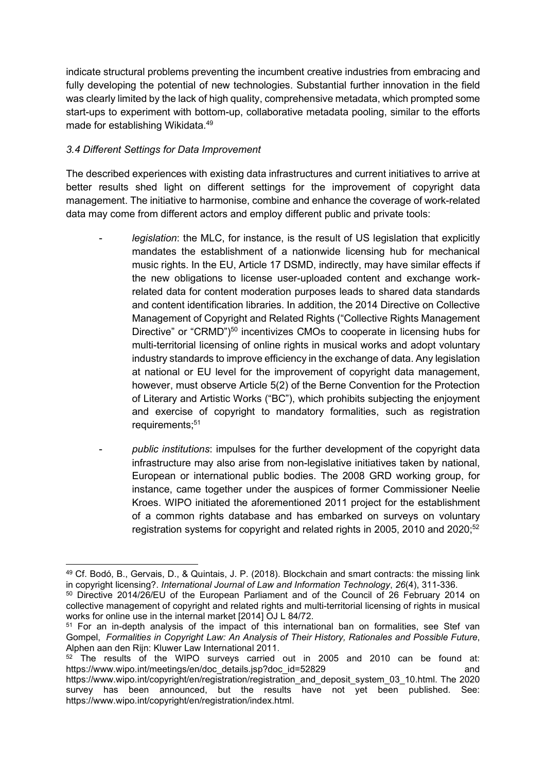indicate structural problems preventing the incumbent creative industries from embracing and fully developing the potential of new technologies. Substantial further innovation in the field was clearly limited by the lack of high quality, comprehensive metadata, which prompted some start-ups to experiment with bottom-up, collaborative metadata pooling, similar to the efforts made for establishing Wikidata.[49]

### *3.4 Different Settings for Data Improvement*

The described experiences with existing data infrastructures and current initiatives to arrive at better results shed light on different settings for the improvement of copyright data management. The initiative to harmonise, combine and enhance the coverage of work-related data may come from different actors and employ different public and private tools:

- *legislation*: the MLC, for instance, is the result of US legislation that explicitly mandates the establishment of a nationwide licensing hub for mechanical music rights. In the EU, Article 17 DSMD, indirectly, may have similar effects if the new obligations to license user-uploaded content and exchange work-related data for content moderation purposes leads to shared data standards and content identification libraries. In addition, the 2014 Directive on Collective Management of Copyright and Related Rights ("Collective Rights Management Directive" or "CRMD")[50] incentivizes CMOs to cooperate in licensing hubs for multi-territorial licensing of online rights in musical works and adopt voluntary industry standards to improve efficiency in the exchange of data. Any legislation at national or EU level for the improvement of copyright data management, however, must observe Article 5(2) of the Berne Convention for the Protection of Literary and Artistic Works ("BC"), which prohibits subjecting the enjoyment and exercise of copyright to mandatory formalities, such as registration requirements;[51]
- *public institutions*: impulses for the further development of the copyright data infrastructure may also arise from non-legislative initiatives taken by national, European or international public bodies. The 2008 GRD working group, for instance, came together under the auspices of former Commissioner Neelie Kroes. WIPO initiated the aforementioned 2011 project for the establishment of a common rights database and has embarked on surveys on voluntary registration systems for copyright and related rights in 2005, 2010 and 2020;[52]

---

[49] Cf. Bodó, B., Gervais, D., & Quintais, J. P. (2018). Blockchain and smart contracts: the missing link in copyright licensing?. *International Journal of Law and Information Technology*, *26*(4), 311-336.

[50] Directive 2014/26/EU of the European Parliament and of the Council of 26 February 2014 on collective management of copyright and related rights and multi-territorial licensing of rights in musical works for online use in the internal market [2014] OJ L 84/72.

[51] For an in-depth analysis of the impact of this international ban on formalities, see Stef van Gompel, *Formalities in Copyright Law: An Analysis of Their History, Rationales and Possible Future*, Alphen aan den Rijn: Kluwer Law International 2011.

[52] The results of the WIPO surveys carried out in 2005 and 2010 can be found at: https://www.wipo.int/meetings/en/doc_details.jsp?doc_id=52829 and https://www.wipo.int/copyright/en/registration/registration_and_deposit_system_03_10.html. The 2020 survey has been announced, but the results have not yet been published. See: https://www.wipo.int/copyright/en/registration/index.html.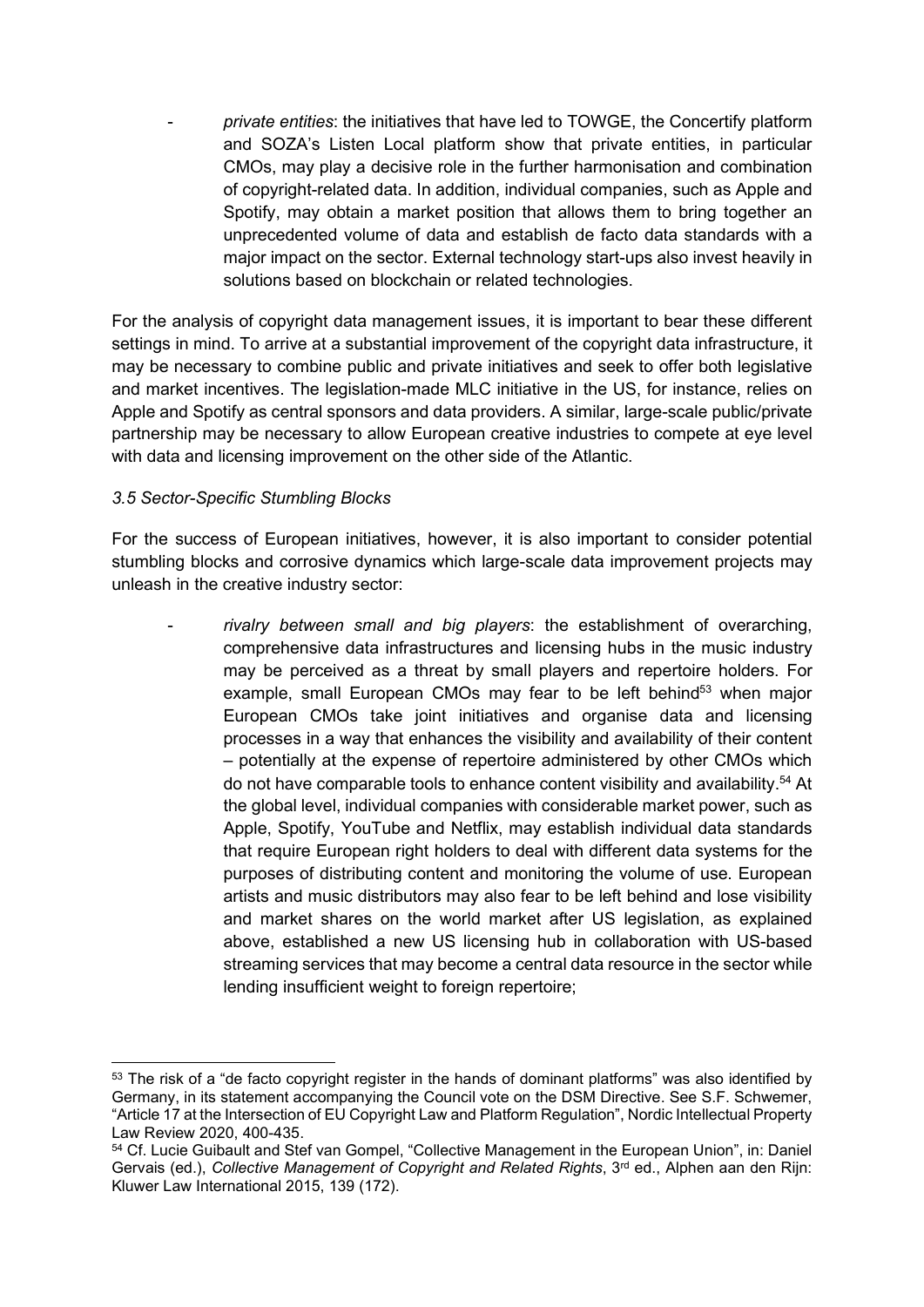- *private entities*: the initiatives that have led to TOWGE, the Concertify platform and SOZA's Listen Local platform show that private entities, in particular CMOs, may play a decisive role in the further harmonisation and combination of copyright-related data. In addition, individual companies, such as Apple and Spotify, may obtain a market position that allows them to bring together an unprecedented volume of data and establish de facto data standards with a major impact on the sector. External technology start-ups also invest heavily in solutions based on blockchain or related technologies.

For the analysis of copyright data management issues, it is important to bear these different settings in mind. To arrive at a substantial improvement of the copyright data infrastructure, it may be necessary to combine public and private initiatives and seek to offer both legislative and market incentives. The legislation-made MLC initiative in the US, for instance, relies on Apple and Spotify as central sponsors and data providers. A similar, large-scale public/private partnership may be necessary to allow European creative industries to compete at eye level with data and licensing improvement on the other side of the Atlantic.

### *3.5 Sector-Specific Stumbling Blocks*

For the success of European initiatives, however, it is also important to consider potential stumbling blocks and corrosive dynamics which large-scale data improvement projects may unleash in the creative industry sector:

- *rivalry between small and big players*: the establishment of overarching, comprehensive data infrastructures and licensing hubs in the music industry may be perceived as a threat by small players and repertoire holders. For example, small European CMOs may fear to be left behind[53] when major European CMOs take joint initiatives and organise data and licensing processes in a way that enhances the visibility and availability of their content – potentially at the expense of repertoire administered by other CMOs which do not have comparable tools to enhance content visibility and availability.[54] At the global level, individual companies with considerable market power, such as Apple, Spotify, YouTube and Netflix, may establish individual data standards that require European right holders to deal with different data systems for the purposes of distributing content and monitoring the volume of use. European artists and music distributors may also fear to be left behind and lose visibility and market shares on the world market after US legislation, as explained above, established a new US licensing hub in collaboration with US-based streaming services that may become a central data resource in the sector while lending insufficient weight to foreign repertoire;

---

[53] The risk of a "de facto copyright register in the hands of dominant platforms" was also identified by Germany, in its statement accompanying the Council vote on the DSM Directive. See S.F. Schwemer, "Article 17 at the Intersection of EU Copyright Law and Platform Regulation", Nordic Intellectual Property Law Review 2020, 400-435.

[54] Cf. Lucie Guibault and Stef van Gompel, "Collective Management in the European Union", in: Daniel Gervais (ed.), *Collective Management of Copyright and Related Rights*, 3rd ed., Alphen aan den Rijn: Kluwer Law International 2015, 139 (172).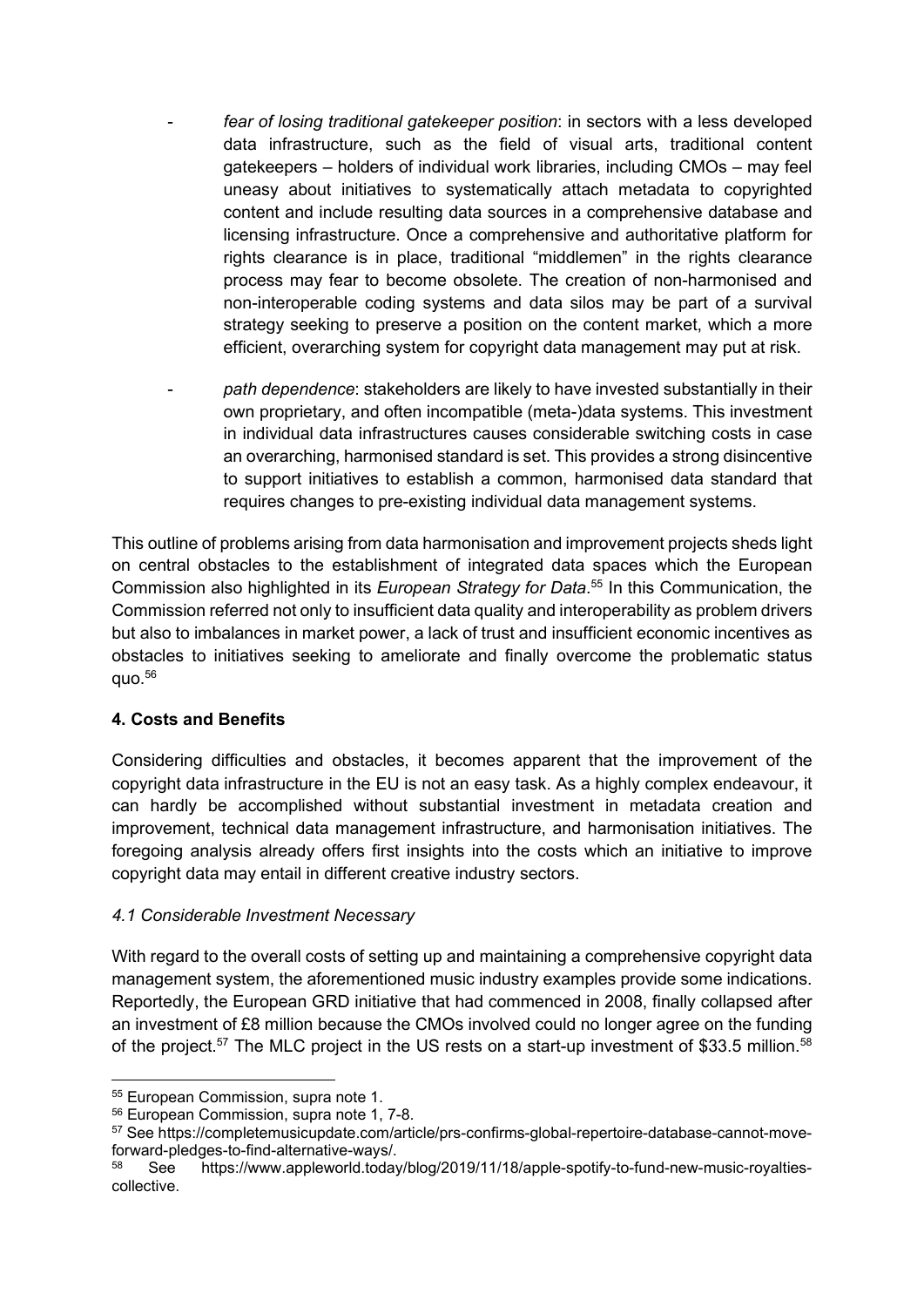- *fear of losing traditional gatekeeper position*: in sectors with a less developed data infrastructure, such as the field of visual arts, traditional content gatekeepers – holders of individual work libraries, including CMOs – may feel uneasy about initiatives to systematically attach metadata to copyrighted content and include resulting data sources in a comprehensive database and licensing infrastructure. Once a comprehensive and authoritative platform for rights clearance is in place, traditional "middlemen" in the rights clearance process may fear to become obsolete. The creation of non-harmonised and non-interoperable coding systems and data silos may be part of a survival strategy seeking to preserve a position on the content market, which a more efficient, overarching system for copyright data management may put at risk.

- *path dependence*: stakeholders are likely to have invested substantially in their own proprietary, and often incompatible (meta-)data systems. This investment in individual data infrastructures causes considerable switching costs in case an overarching, harmonised standard is set. This provides a strong disincentive to support initiatives to establish a common, harmonised data standard that requires changes to pre-existing individual data management systems.

This outline of problems arising from data harmonisation and improvement projects sheds light on central obstacles to the establishment of integrated data spaces which the European Commission also highlighted in its *European Strategy for Data*.[55] In this Communication, the Commission referred not only to insufficient data quality and interoperability as problem drivers but also to imbalances in market power, a lack of trust and insufficient economic incentives as obstacles to initiatives seeking to ameliorate and finally overcome the problematic status quo.[56]

## 4. Costs and Benefits

Considering difficulties and obstacles, it becomes apparent that the improvement of the copyright data infrastructure in the EU is not an easy task. As a highly complex endeavour, it can hardly be accomplished without substantial investment in metadata creation and improvement, technical data management infrastructure, and harmonisation initiatives. The foregoing analysis already offers first insights into the costs which an initiative to improve copyright data may entail in different creative industry sectors.

### *4.1 Considerable Investment Necessary*

With regard to the overall costs of setting up and maintaining a comprehensive copyright data management system, the aforementioned music industry examples provide some indications. Reportedly, the European GRD initiative that had commenced in 2008, finally collapsed after an investment of £8 million because the CMOs involved could no longer agree on the funding of the project.[57] The MLC project in the US rests on a start-up investment of $33.5 million.[58]

---

[55] European Commission, supra note 1.

[56] European Commission, supra note 1, 7-8.

[57] See https://completemusicupdate.com/article/prs-confirms-global-repertoire-database-cannot-move-forward-pledges-to-find-alternative-ways/.

[58] See https://www.appleworld.today/blog/2019/11/18/apple-spotify-to-fund-new-music-royalties-collective.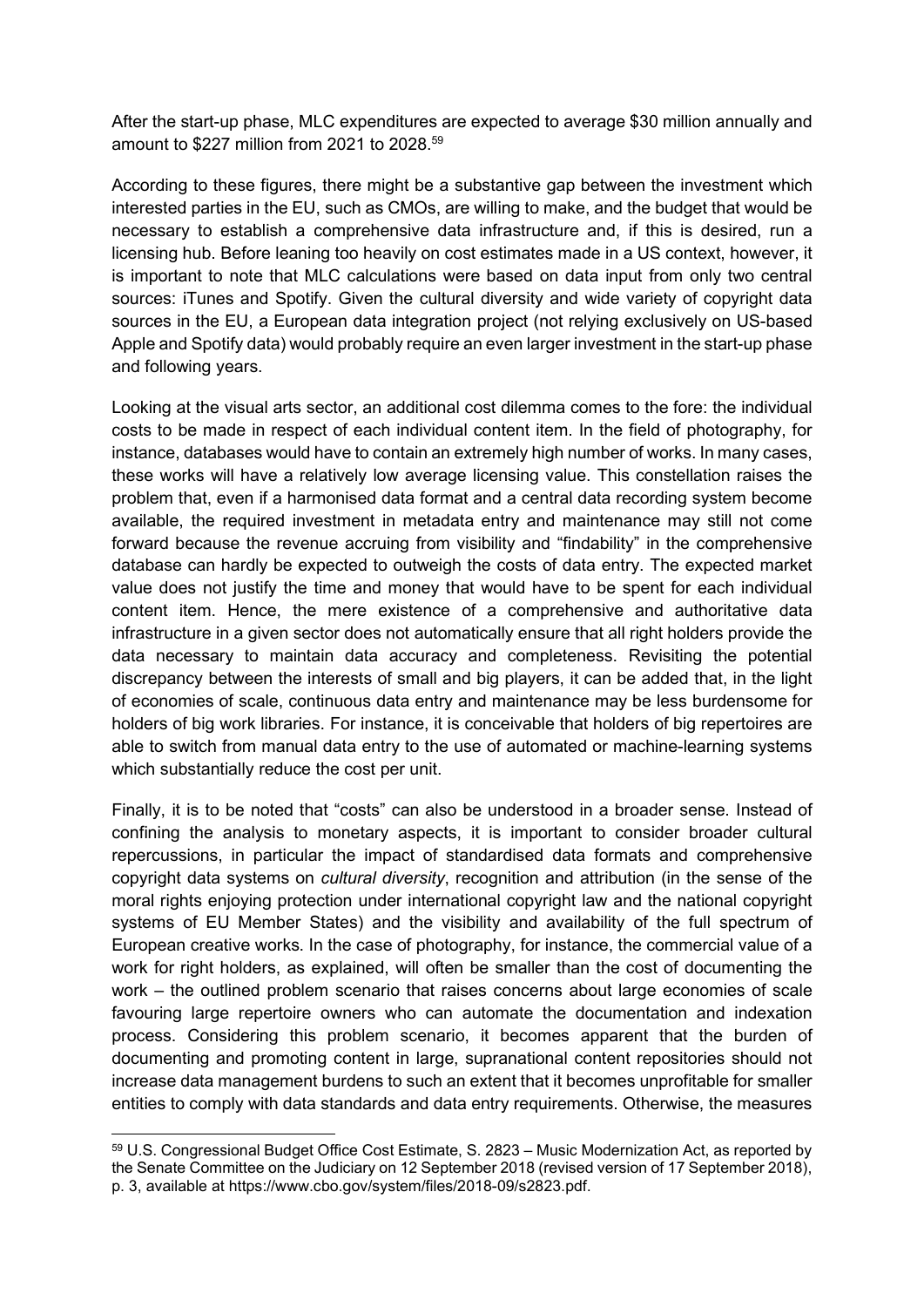After the start-up phase, MLC expenditures are expected to average $30 million annually and amount to $227 million from 2021 to 2028.[59]

According to these figures, there might be a substantive gap between the investment which interested parties in the EU, such as CMOs, are willing to make, and the budget that would be necessary to establish a comprehensive data infrastructure and, if this is desired, run a licensing hub. Before leaning too heavily on cost estimates made in a US context, however, it is important to note that MLC calculations were based on data input from only two central sources: iTunes and Spotify. Given the cultural diversity and wide variety of copyright data sources in the EU, a European data integration project (not relying exclusively on US-based Apple and Spotify data) would probably require an even larger investment in the start-up phase and following years.

Looking at the visual arts sector, an additional cost dilemma comes to the fore: the individual costs to be made in respect of each individual content item. In the field of photography, for instance, databases would have to contain an extremely high number of works. In many cases, these works will have a relatively low average licensing value. This constellation raises the problem that, even if a harmonised data format and a central data recording system become available, the required investment in metadata entry and maintenance may still not come forward because the revenue accruing from visibility and "findability" in the comprehensive database can hardly be expected to outweigh the costs of data entry. The expected market value does not justify the time and money that would have to be spent for each individual content item. Hence, the mere existence of a comprehensive and authoritative data infrastructure in a given sector does not automatically ensure that all right holders provide the data necessary to maintain data accuracy and completeness. Revisiting the potential discrepancy between the interests of small and big players, it can be added that, in the light of economies of scale, continuous data entry and maintenance may be less burdensome for holders of big work libraries. For instance, it is conceivable that holders of big repertoires are able to switch from manual data entry to the use of automated or machine-learning systems which substantially reduce the cost per unit.

Finally, it is to be noted that "costs" can also be understood in a broader sense. Instead of confining the analysis to monetary aspects, it is important to consider broader cultural repercussions, in particular the impact of standardised data formats and comprehensive copyright data systems on *cultural diversity*, recognition and attribution (in the sense of the moral rights enjoying protection under international copyright law and the national copyright systems of EU Member States) and the visibility and availability of the full spectrum of European creative works. In the case of photography, for instance, the commercial value of a work for right holders, as explained, will often be smaller than the cost of documenting the work – the outlined problem scenario that raises concerns about large economies of scale favouring large repertoire owners who can automate the documentation and indexation process. Considering this problem scenario, it becomes apparent that the burden of documenting and promoting content in large, supranational content repositories should not increase data management burdens to such an extent that it becomes unprofitable for smaller entities to comply with data standards and data entry requirements. Otherwise, the measures

---

[59] U.S. Congressional Budget Office Cost Estimate, S. 2823 – Music Modernization Act, as reported by the Senate Committee on the Judiciary on 12 September 2018 (revised version of 17 September 2018), p. 3, available at https://www.cbo.gov/system/files/2018-09/s2823.pdf.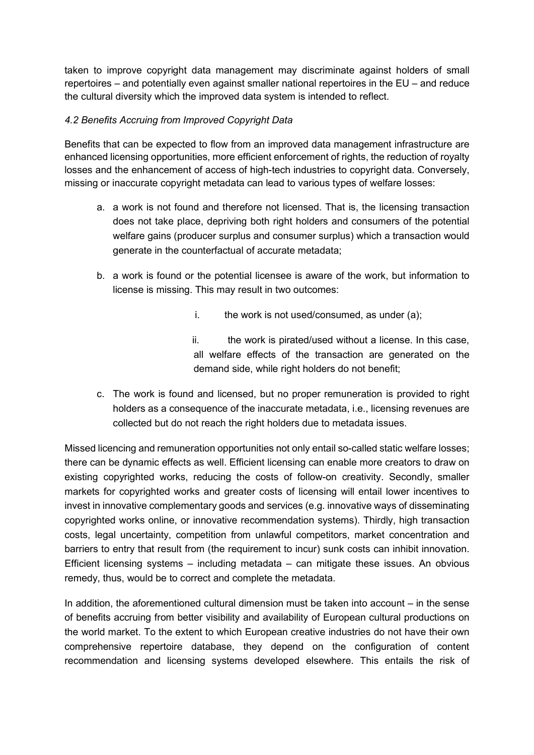taken to improve copyright data management may discriminate against holders of small repertoires – and potentially even against smaller national repertoires in the EU – and reduce the cultural diversity which the improved data system is intended to reflect.

### *4.2 Benefits Accruing from Improved Copyright Data*

Benefits that can be expected to flow from an improved data management infrastructure are enhanced licensing opportunities, more efficient enforcement of rights, the reduction of royalty losses and the enhancement of access of high-tech industries to copyright data. Conversely, missing or inaccurate copyright metadata can lead to various types of welfare losses:

a. a work is not found and therefore not licensed. That is, the licensing transaction does not take place, depriving both right holders and consumers of the potential welfare gains (producer surplus and consumer surplus) which a transaction would generate in the counterfactual of accurate metadata;

b. a work is found or the potential licensee is aware of the work, but information to license is missing. This may result in two outcomes:

   i. the work is not used/consumed, as under (a);

   ii. the work is pirated/used without a license. In this case, all welfare effects of the transaction are generated on the demand side, while right holders do not benefit;

c. The work is found and licensed, but no proper remuneration is provided to right holders as a consequence of the inaccurate metadata, i.e., licensing revenues are collected but do not reach the right holders due to metadata issues.

Missed licencing and remuneration opportunities not only entail so-called static welfare losses; there can be dynamic effects as well. Efficient licensing can enable more creators to draw on existing copyrighted works, reducing the costs of follow-on creativity. Secondly, smaller markets for copyrighted works and greater costs of licensing will entail lower incentives to invest in innovative complementary goods and services (e.g. innovative ways of disseminating copyrighted works online, or innovative recommendation systems). Thirdly, high transaction costs, legal uncertainty, competition from unlawful competitors, market concentration and barriers to entry that result from (the requirement to incur) sunk costs can inhibit innovation. Efficient licensing systems – including metadata – can mitigate these issues. An obvious remedy, thus, would be to correct and complete the metadata.

In addition, the aforementioned cultural dimension must be taken into account – in the sense of benefits accruing from better visibility and availability of European cultural productions on the world market. To the extent to which European creative industries do not have their own comprehensive repertoire database, they depend on the configuration of content recommendation and licensing systems developed elsewhere. This entails the risk of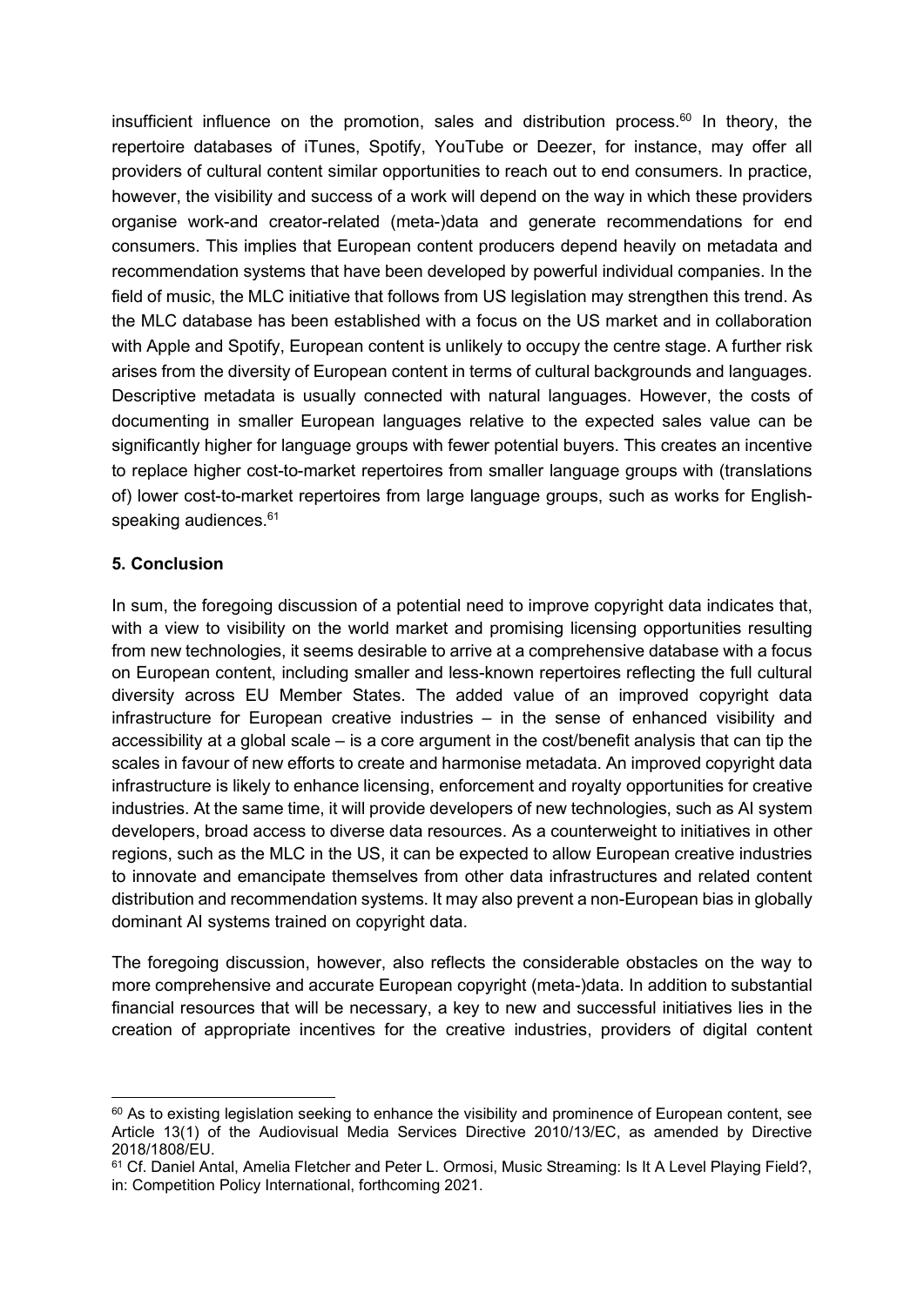insufficient influence on the promotion, sales and distribution process.[60] In theory, the repertoire databases of iTunes, Spotify, YouTube or Deezer, for instance, may offer all providers of cultural content similar opportunities to reach out to end consumers. In practice, however, the visibility and success of a work will depend on the way in which these providers organise work-and creator-related (meta-)data and generate recommendations for end consumers. This implies that European content producers depend heavily on metadata and recommendation systems that have been developed by powerful individual companies. In the field of music, the MLC initiative that follows from US legislation may strengthen this trend. As the MLC database has been established with a focus on the US market and in collaboration with Apple and Spotify, European content is unlikely to occupy the centre stage. A further risk arises from the diversity of European content in terms of cultural backgrounds and languages. Descriptive metadata is usually connected with natural languages. However, the costs of documenting in smaller European languages relative to the expected sales value can be significantly higher for language groups with fewer potential buyers. This creates an incentive to replace higher cost-to-market repertoires from smaller language groups with (translations of) lower cost-to-market repertoires from large language groups, such as works for English-speaking audiences.[61]

## 5. Conclusion

In sum, the foregoing discussion of a potential need to improve copyright data indicates that, with a view to visibility on the world market and promising licensing opportunities resulting from new technologies, it seems desirable to arrive at a comprehensive database with a focus on European content, including smaller and less-known repertoires reflecting the full cultural diversity across EU Member States. The added value of an improved copyright data infrastructure for European creative industries – in the sense of enhanced visibility and accessibility at a global scale – is a core argument in the cost/benefit analysis that can tip the scales in favour of new efforts to create and harmonise metadata. An improved copyright data infrastructure is likely to enhance licensing, enforcement and royalty opportunities for creative industries. At the same time, it will provide developers of new technologies, such as AI system developers, broad access to diverse data resources. As a counterweight to initiatives in other regions, such as the MLC in the US, it can be expected to allow European creative industries to innovate and emancipate themselves from other data infrastructures and related content distribution and recommendation systems. It may also prevent a non-European bias in globally dominant AI systems trained on copyright data.

The foregoing discussion, however, also reflects the considerable obstacles on the way to more comprehensive and accurate European copyright (meta-)data. In addition to substantial financial resources that will be necessary, a key to new and successful initiatives lies in the creation of appropriate incentives for the creative industries, providers of digital content

[60] As to existing legislation seeking to enhance the visibility and prominence of European content, see Article 13(1) of the Audiovisual Media Services Directive 2010/13/EC, as amended by Directive 2018/1808/EU.

[61] Cf. Daniel Antal, Amelia Fletcher and Peter L. Ormosi, Music Streaming: Is It A Level Playing Field?, in: Competition Policy International, forthcoming 2021.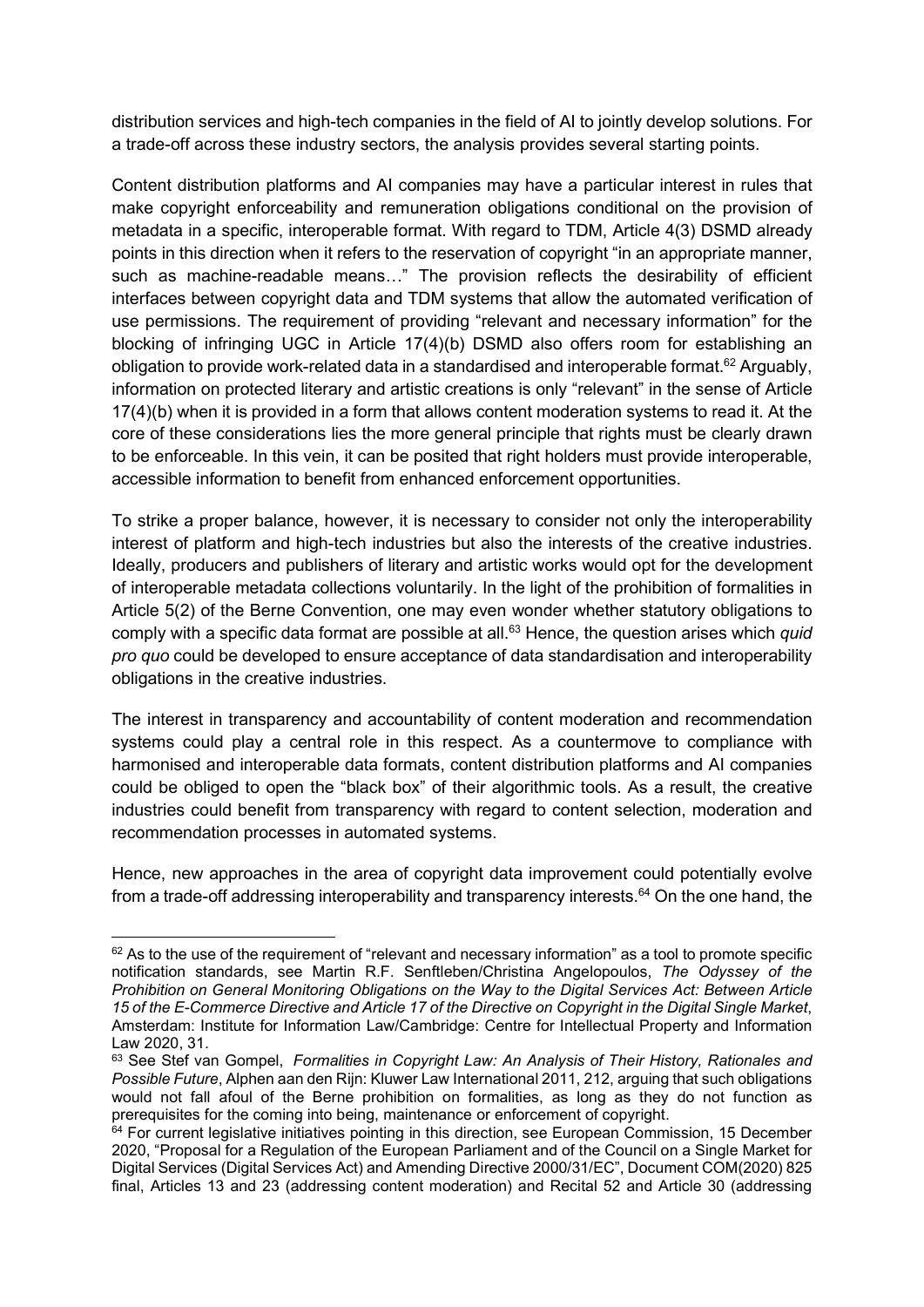distribution services and high-tech companies in the field of AI to jointly develop solutions. For a trade-off across these industry sectors, the analysis provides several starting points.

Content distribution platforms and AI companies may have a particular interest in rules that make copyright enforceability and remuneration obligations conditional on the provision of metadata in a specific, interoperable format. With regard to TDM, Article 4(3) DSMD already points in this direction when it refers to the reservation of copyright "in an appropriate manner, such as machine-readable means…" The provision reflects the desirability of efficient interfaces between copyright data and TDM systems that allow the automated verification of use permissions. The requirement of providing "relevant and necessary information" for the blocking of infringing UGC in Article 17(4)(b) DSMD also offers room for establishing an obligation to provide work-related data in a standardised and interoperable format.[62] Arguably, information on protected literary and artistic creations is only "relevant" in the sense of Article 17(4)(b) when it is provided in a form that allows content moderation systems to read it. At the core of these considerations lies the more general principle that rights must be clearly drawn to be enforceable. In this vein, it can be posited that right holders must provide interoperable, accessible information to benefit from enhanced enforcement opportunities.

To strike a proper balance, however, it is necessary to consider not only the interoperability interest of platform and high-tech industries but also the interests of the creative industries. Ideally, producers and publishers of literary and artistic works would opt for the development of interoperable metadata collections voluntarily. In the light of the prohibition of formalities in Article 5(2) of the Berne Convention, one may even wonder whether statutory obligations to comply with a specific data format are possible at all.[63] Hence, the question arises which *quid pro quo* could be developed to ensure acceptance of data standardisation and interoperability obligations in the creative industries.

The interest in transparency and accountability of content moderation and recommendation systems could play a central role in this respect. As a countermove to compliance with harmonised and interoperable data formats, content distribution platforms and AI companies could be obliged to open the "black box" of their algorithmic tools. As a result, the creative industries could benefit from transparency with regard to content selection, moderation and recommendation processes in automated systems.

Hence, new approaches in the area of copyright data improvement could potentially evolve from a trade-off addressing interoperability and transparency interests.[64] On the one hand, the

---

[62] As to the use of the requirement of "relevant and necessary information" as a tool to promote specific notification standards, see Martin R.F. Senftleben/Christina Angelopoulos, *The Odyssey of the Prohibition on General Monitoring Obligations on the Way to the Digital Services Act: Between Article 15 of the E-Commerce Directive and Article 17 of the Directive on Copyright in the Digital Single Market*, Amsterdam: Institute for Information Law/Cambridge: Centre for Intellectual Property and Information Law 2020, 31.

[63] See Stef van Gompel, *Formalities in Copyright Law: An Analysis of Their History, Rationales and Possible Future*, Alphen aan den Rijn: Kluwer Law International 2011, 212, arguing that such obligations would not fall afoul of the Berne prohibition on formalities, as long as they do not function as prerequisites for the coming into being, maintenance or enforcement of copyright.

[64] For current legislative initiatives pointing in this direction, see European Commission, 15 December 2020, "Proposal for a Regulation of the European Parliament and of the Council on a Single Market for Digital Services (Digital Services Act) and Amending Directive 2000/31/EC", Document COM(2020) 825 final, Articles 13 and 23 (addressing content moderation) and Recital 52 and Article 30 (addressing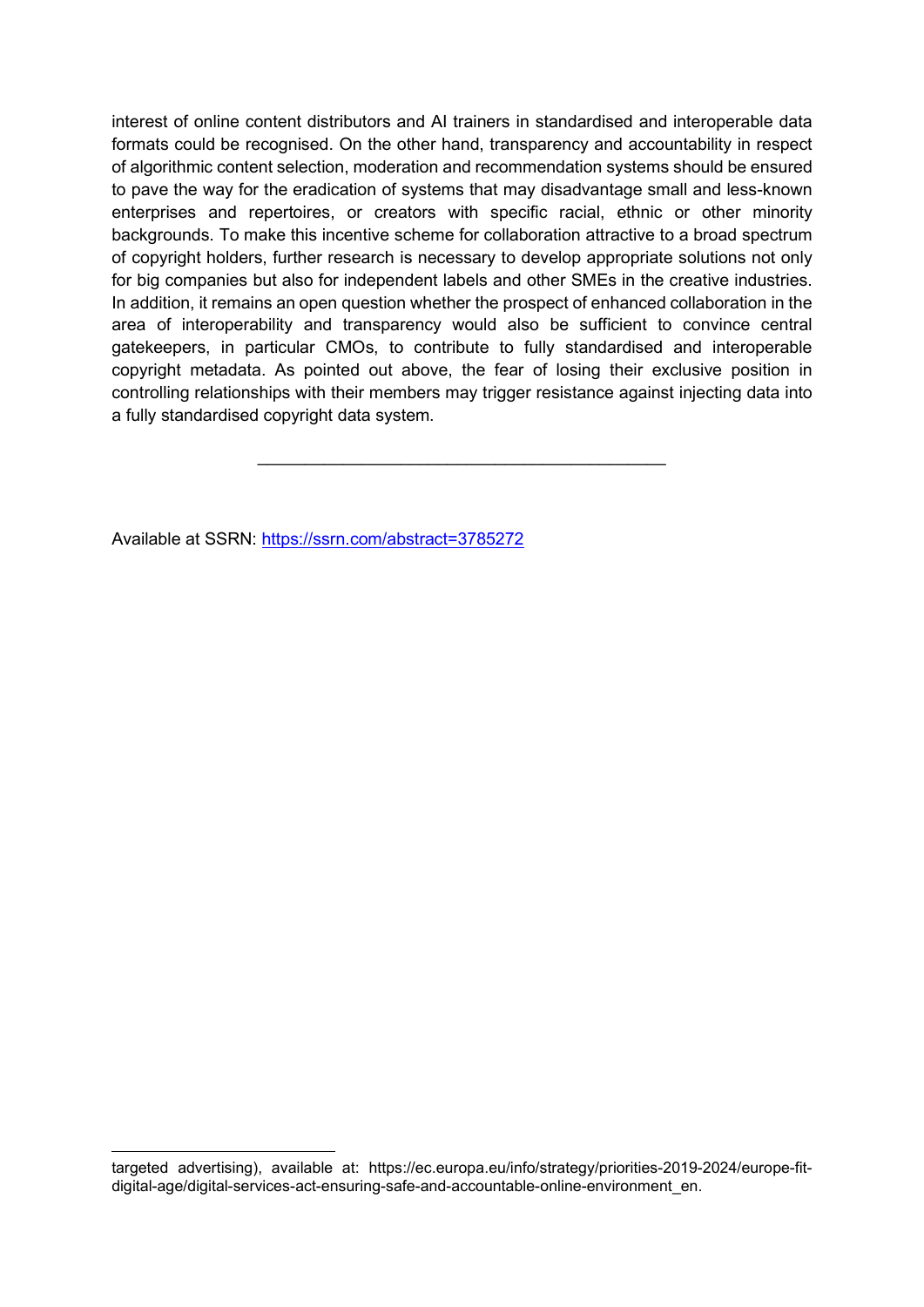interest of online content distributors and AI trainers in standardised and interoperable data formats could be recognised. On the other hand, transparency and accountability in respect of algorithmic content selection, moderation and recommendation systems should be ensured to pave the way for the eradication of systems that may disadvantage small and less-known enterprises and repertoires, or creators with specific racial, ethnic or other minority backgrounds. To make this incentive scheme for collaboration attractive to a broad spectrum of copyright holders, further research is necessary to develop appropriate solutions not only for big companies but also for independent labels and other SMEs in the creative industries. In addition, it remains an open question whether the prospect of enhanced collaboration in the area of interoperability and transparency would also be sufficient to convince central gatekeepers, in particular CMOs, to contribute to fully standardised and interoperable copyright metadata. As pointed out above, the fear of losing their exclusive position in controlling relationships with their members may trigger resistance against injecting data into a fully standardised copyright data system.

---

Available at SSRN: https://ssrn.com/abstract=3785272

targeted advertising), available at: https://ec.europa.eu/info/strategy/priorities-2019-2024/europe-fit-digital-age/digital-services-act-ensuring-safe-and-accountable-online-environment_en.